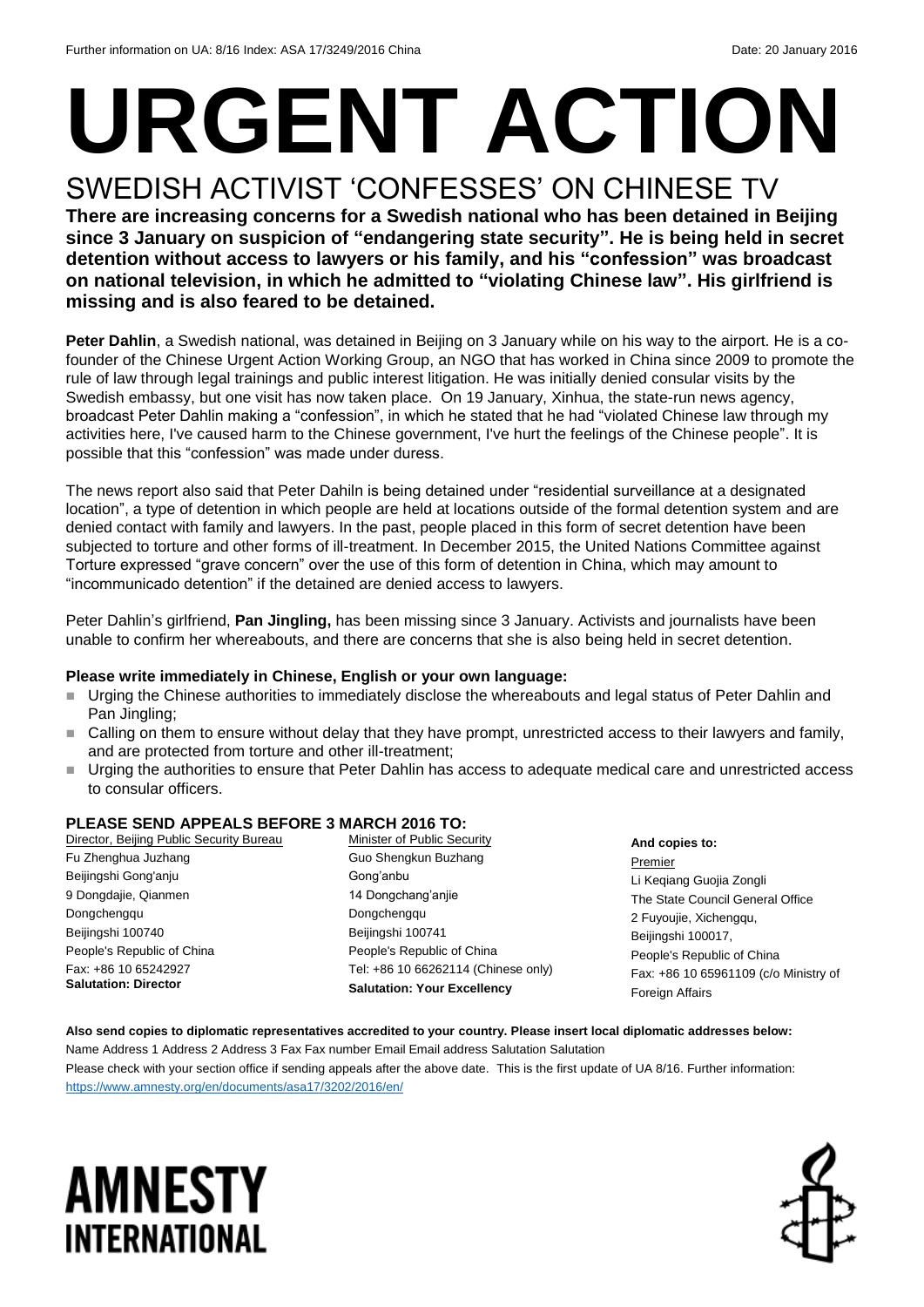Further information on UA: 8/16 Index: ASA 17/3249/2016 China Date: 20 January 2016

# URGENT ACTION

## SWEDISH ACTIVIST 'CONFESSES' ON CHINESE TV

**There are increasing concerns for a Swedish national who has been detained in Beijing since 3 January on suspicion of "endangering state security". He is being held in secret detention without access to lawyers or his family, and his "confession" was broadcast on national television, in which he admitted to "violating Chinese law". His girlfriend is missing and is also feared to be detained.**

**Peter Dahlin**, a Swedish national, was detained in Beijing on 3 January while on his way to the airport. He is a co-founder of the Chinese Urgent Action Working Group, an NGO that has worked in China since 2009 to promote the rule of law through legal trainings and public interest litigation. He was initially denied consular visits by the Swedish embassy, but one visit has now taken place. On 19 January, Xinhua, the state-run news agency, broadcast Peter Dahlin making a "confession", in which he stated that he had "violated Chinese law through my activities here, I've caused harm to the Chinese government, I've hurt the feelings of the Chinese people". It is possible that this "confession" was made under duress.

The news report also said that Peter Dahiln is being detained under "residential surveillance at a designated location", a type of detention in which people are held at locations outside of the formal detention system and are denied contact with family and lawyers. In the past, people placed in this form of secret detention have been subjected to torture and other forms of ill-treatment. In December 2015, the United Nations Committee against Torture expressed "grave concern" over the use of this form of detention in China, which may amount to "incommunicado detention" if the detained are denied access to lawyers.

Peter Dahlin's girlfriend, **Pan Jingling,** has been missing since 3 January. Activists and journalists have been unable to confirm her whereabouts, and there are concerns that she is also being held in secret detention.

**Please write immediately in Chinese, English or your own language:**

- Urging the Chinese authorities to immediately disclose the whereabouts and legal status of Peter Dahlin and Pan Jingling;
- Calling on them to ensure without delay that they have prompt, unrestricted access to their lawyers and family, and are protected from torture and other ill-treatment;
- Urging the authorities to ensure that Peter Dahlin has access to adequate medical care and unrestricted access to consular officers.

**PLEASE SEND APPEALS BEFORE 3 MARCH 2016 TO:**

Director, Beijing Public Security Bureau
Fu Zhenghua Juzhang
Beijingshi Gong'anju
9 Dongdajie, Qianmen
Dongchengqu
Beijingshi 100740
People's Republic of China
Fax: +86 10 65242927
**Salutation: Director**

Minister of Public Security
Guo Shengkun Buzhang
Gong'anbu
14 Dongchang'anjie
Dongchengqu
Beijingshi 100741
People's Republic of China
Tel: +86 10 66262114 (Chinese only)
**Salutation: Your Excellency**

**And copies to:**
Premier
Li Keqiang Guojia Zongli
The State Council General Office
2 Fuyoujie, Xichengqu,
Beijingshi 100017,
People's Republic of China
Fax: +86 10 65961109 (c/o Ministry of Foreign Affairs

**Also send copies to diplomatic representatives accredited to your country. Please insert local diplomatic addresses below:**
Name Address 1 Address 2 Address 3 Fax Fax number Email Email address Salutation Salutation
Please check with your section office if sending appeals after the above date. This is the first update of UA 8/16. Further information: https://www.amnesty.org/en/documents/asa17/3202/2016/en/

AMNESTY INTERNATIONAL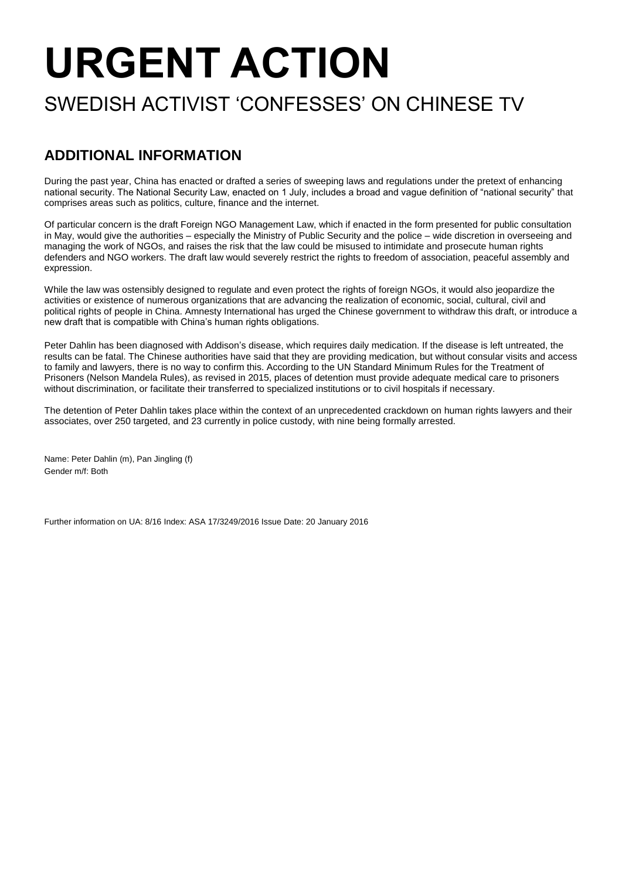# URGENT ACTION

## SWEDISH ACTIVIST 'CONFESSES' ON CHINESE TV

### ADDITIONAL INFORMATION

During the past year, China has enacted or drafted a series of sweeping laws and regulations under the pretext of enhancing national security. The National Security Law, enacted on 1 July, includes a broad and vague definition of "national security" that comprises areas such as politics, culture, finance and the internet.

Of particular concern is the draft Foreign NGO Management Law, which if enacted in the form presented for public consultation in May, would give the authorities – especially the Ministry of Public Security and the police – wide discretion in overseeing and managing the work of NGOs, and raises the risk that the law could be misused to intimidate and prosecute human rights defenders and NGO workers. The draft law would severely restrict the rights to freedom of association, peaceful assembly and expression.

While the law was ostensibly designed to regulate and even protect the rights of foreign NGOs, it would also jeopardize the activities or existence of numerous organizations that are advancing the realization of economic, social, cultural, civil and political rights of people in China. Amnesty International has urged the Chinese government to withdraw this draft, or introduce a new draft that is compatible with China's human rights obligations.

Peter Dahlin has been diagnosed with Addison's disease, which requires daily medication. If the disease is left untreated, the results can be fatal. The Chinese authorities have said that they are providing medication, but without consular visits and access to family and lawyers, there is no way to confirm this. According to the UN Standard Minimum Rules for the Treatment of Prisoners (Nelson Mandela Rules), as revised in 2015, places of detention must provide adequate medical care to prisoners without discrimination, or facilitate their transferred to specialized institutions or to civil hospitals if necessary.

The detention of Peter Dahlin takes place within the context of an unprecedented crackdown on human rights lawyers and their associates, over 250 targeted, and 23 currently in police custody, with nine being formally arrested.

Name: Peter Dahlin (m), Pan Jingling (f)
Gender m/f: Both

Further information on UA: 8/16 Index: ASA 17/3249/2016 Issue Date: 20 January 2016